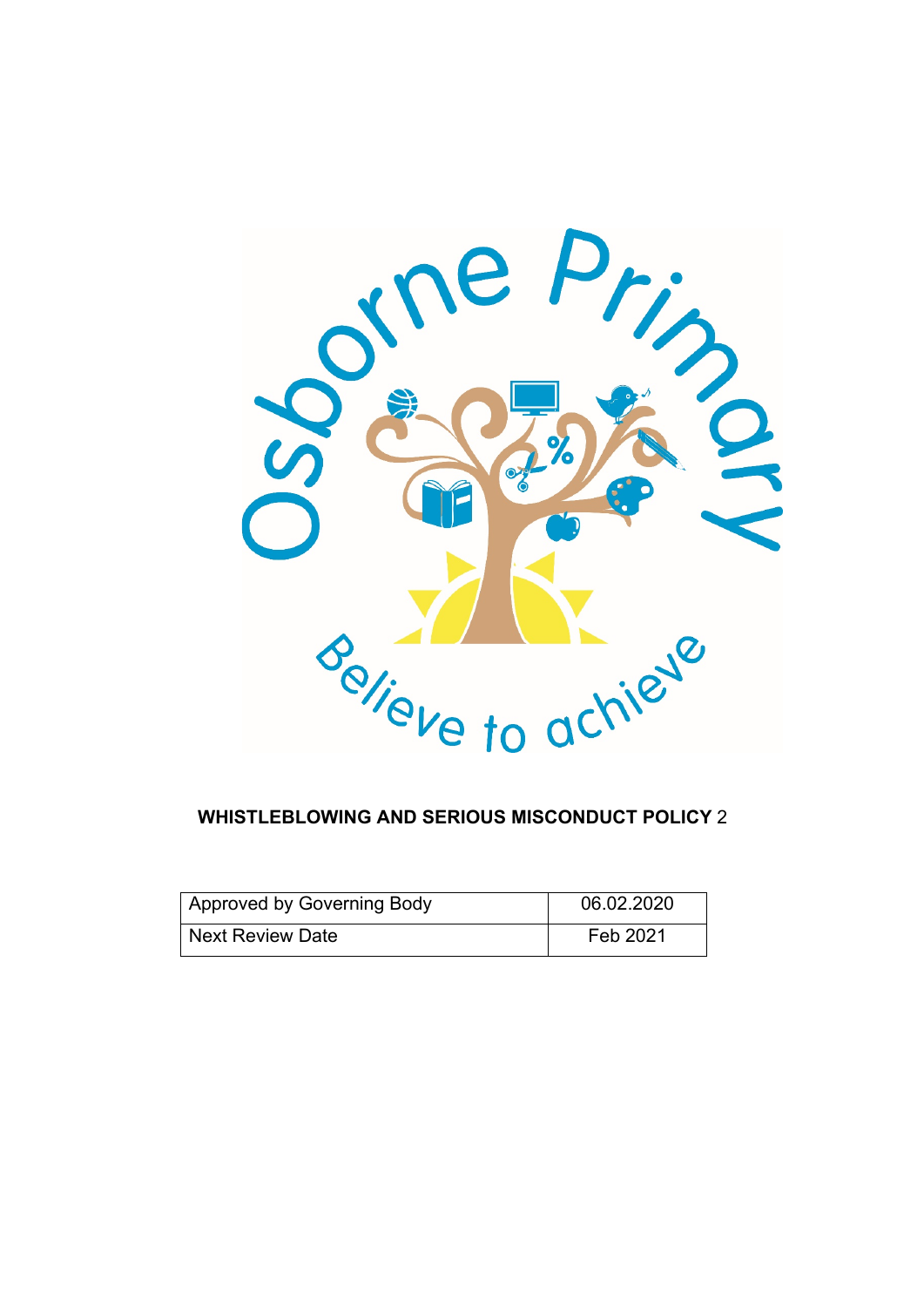Osborne Primary

Believe to achieve

**WHISTLEBLOWING AND SERIOUS MISCONDUCT POLICY** 2

| Approved by Governing Body | 06.02.2020 |
| --- | --- |
| Next Review Date | Feb 2021 |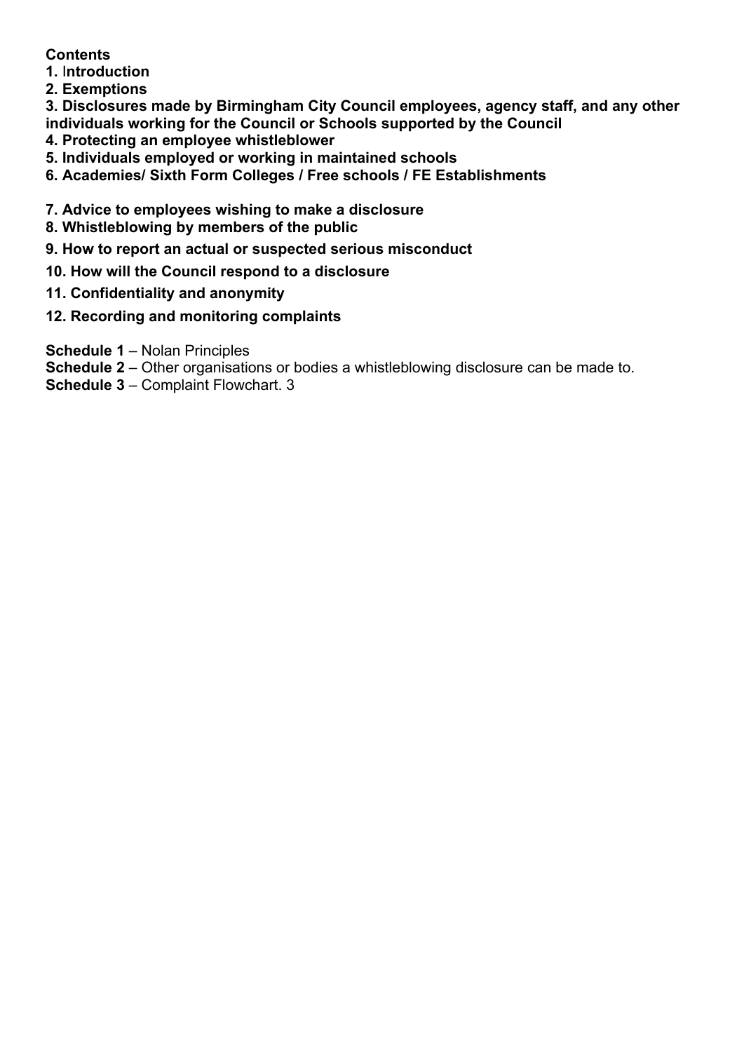**Contents**

**1. Introduction**
**2. Exemptions**
**3. Disclosures made by Birmingham City Council employees, agency staff, and any other individuals working for the Council or Schools supported by the Council**
**4. Protecting an employee whistleblower**
**5. Individuals employed or working in maintained schools**
**6. Academies/ Sixth Form Colleges / Free schools / FE Establishments**

**7. Advice to employees wishing to make a disclosure**
**8. Whistleblowing by members of the public**
**9. How to report an actual or suspected serious misconduct**
**10. How will the Council respond to a disclosure**
**11. Confidentiality and anonymity**
**12. Recording and monitoring complaints**

**Schedule 1** – Nolan Principles
**Schedule 2** – Other organisations or bodies a whistleblowing disclosure can be made to.
**Schedule 3** – Complaint Flowchart. 3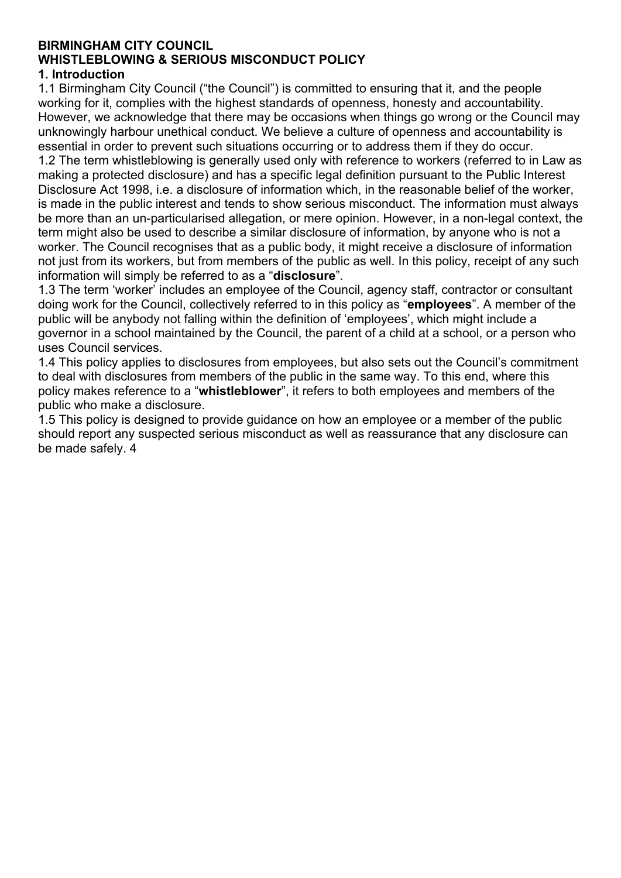**BIRMINGHAM CITY COUNCIL**
**WHISTLEBLOWING & SERIOUS MISCONDUCT POLICY**

## 1. Introduction

1.1 Birmingham City Council ("the Council") is committed to ensuring that it, and the people working for it, complies with the highest standards of openness, honesty and accountability. However, we acknowledge that there may be occasions when things go wrong or the Council may unknowingly harbour unethical conduct. We believe a culture of openness and accountability is essential in order to prevent such situations occurring or to address them if they do occur.

1.2 The term whistleblowing is generally used only with reference to workers (referred to in Law as making a protected disclosure) and has a specific legal definition pursuant to the Public Interest Disclosure Act 1998, i.e. a disclosure of information which, in the reasonable belief of the worker, is made in the public interest and tends to show serious misconduct. The information must always be more than an un-particularised allegation, or mere opinion. However, in a non-legal context, the term might also be used to describe a similar disclosure of information, by anyone who is not a worker. The Council recognises that as a public body, it might receive a disclosure of information not just from its workers, but from members of the public as well. In this policy, receipt of any such information will simply be referred to as a "**disclosure**".

1.3 The term 'worker' includes an employee of the Council, agency staff, contractor or consultant doing work for the Council, collectively referred to in this policy as "**employees**". A member of the public will be anybody not falling within the definition of 'employees', which might include a governor in a school maintained by the Council, the parent of a child at a school, or a person who uses Council services.

1.4 This policy applies to disclosures from employees, but also sets out the Council's commitment to deal with disclosures from members of the public in the same way. To this end, where this policy makes reference to a "**whistleblower**", it refers to both employees and members of the public who make a disclosure.

1.5 This policy is designed to provide guidance on how an employee or a member of the public should report any suspected serious misconduct as well as reassurance that any disclosure can be made safely.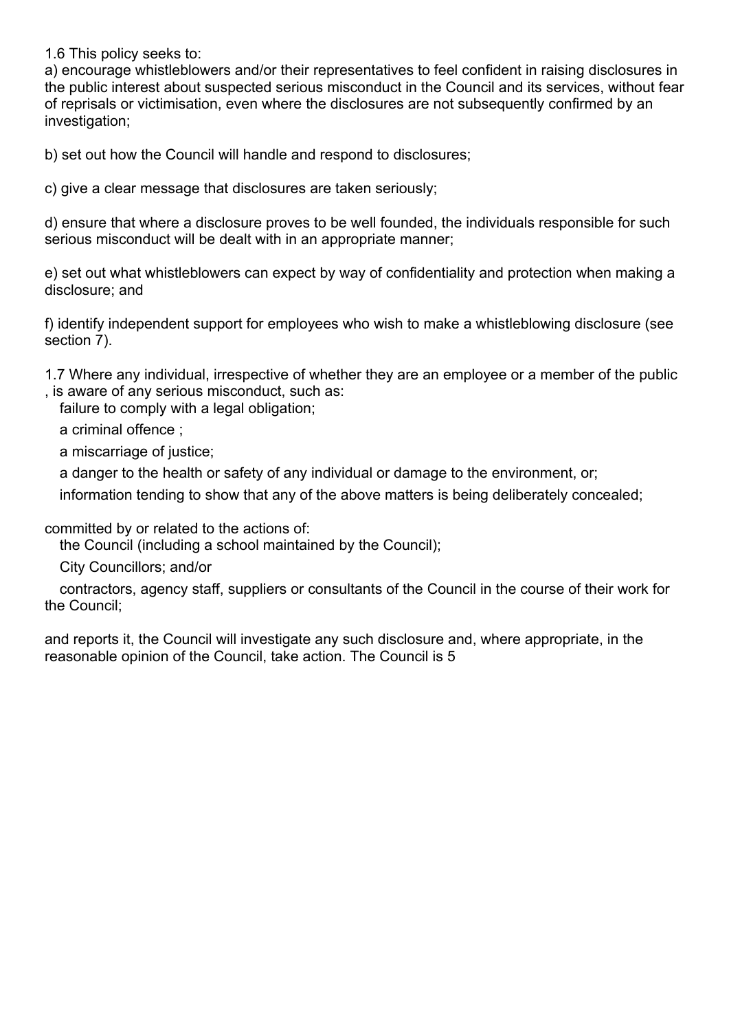1.6 This policy seeks to:

a) encourage whistleblowers and/or their representatives to feel confident in raising disclosures in the public interest about suspected serious misconduct in the Council and its services, without fear of reprisals or victimisation, even where the disclosures are not subsequently confirmed by an investigation;

b) set out how the Council will handle and respond to disclosures;

c) give a clear message that disclosures are taken seriously;

d) ensure that where a disclosure proves to be well founded, the individuals responsible for such serious misconduct will be dealt with in an appropriate manner;

e) set out what whistleblowers can expect by way of confidentiality and protection when making a disclosure; and

f) identify independent support for employees who wish to make a whistleblowing disclosure (see section 7).

1.7 Where any individual, irrespective of whether they are an employee or a member of the public, is aware of any serious misconduct, such as:

- failure to comply with a legal obligation;
- a criminal offence ;
- a miscarriage of justice;
- a danger to the health or safety of any individual or damage to the environment, or;
- information tending to show that any of the above matters is being deliberately concealed;

committed by or related to the actions of:

- the Council (including a school maintained by the Council);
- City Councillors; and/or
- contractors, agency staff, suppliers or consultants of the Council in the course of their work for the Council;

and reports it, the Council will investigate any such disclosure and, where appropriate, in the reasonable opinion of the Council, take action. The Council is 5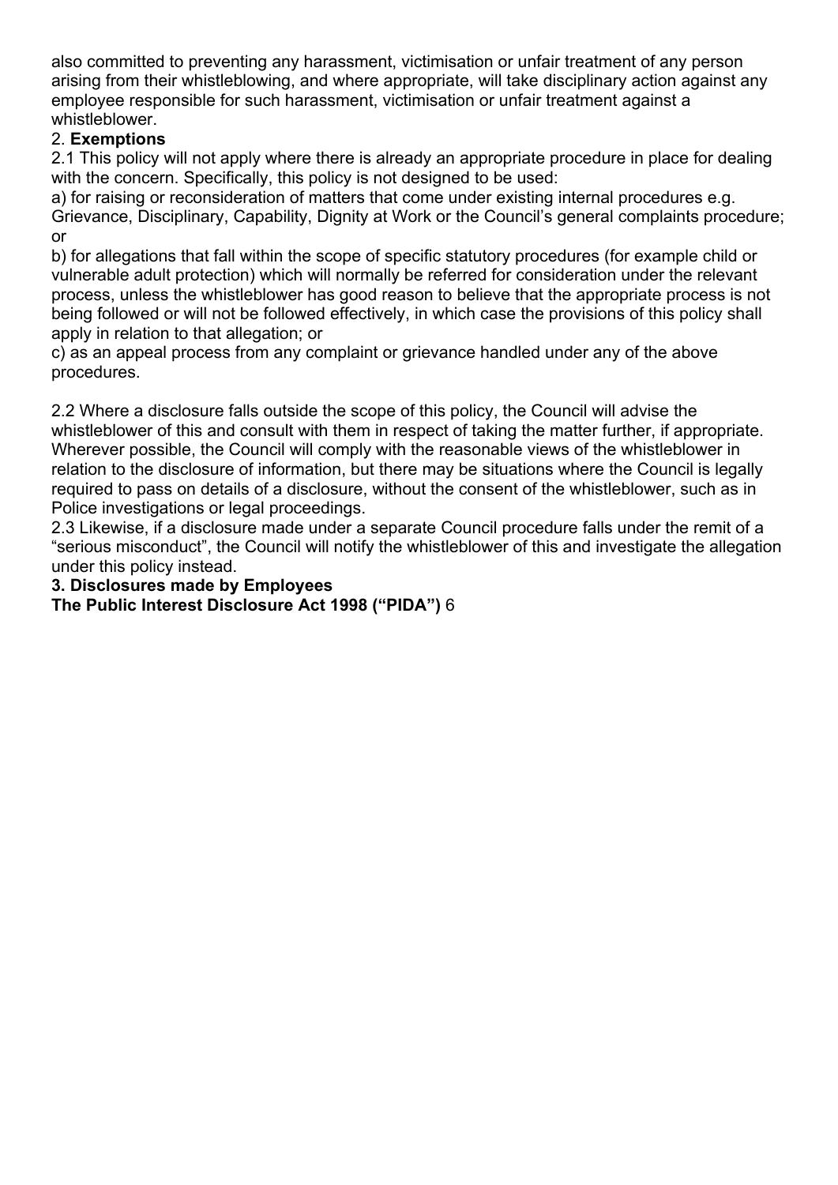also committed to preventing any harassment, victimisation or unfair treatment of any person arising from their whistleblowing, and where appropriate, will take disciplinary action against any employee responsible for such harassment, victimisation or unfair treatment against a whistleblower.

## 2. Exemptions

2.1 This policy will not apply where there is already an appropriate procedure in place for dealing with the concern. Specifically, this policy is not designed to be used:

a) for raising or reconsideration of matters that come under existing internal procedures e.g. Grievance, Disciplinary, Capability, Dignity at Work or the Council's general complaints procedure; or

b) for allegations that fall within the scope of specific statutory procedures (for example child or vulnerable adult protection) which will normally be referred for consideration under the relevant process, unless the whistleblower has good reason to believe that the appropriate process is not being followed or will not be followed effectively, in which case the provisions of this policy shall apply in relation to that allegation; or

c) as an appeal process from any complaint or grievance handled under any of the above procedures.

2.2 Where a disclosure falls outside the scope of this policy, the Council will advise the whistleblower of this and consult with them in respect of taking the matter further, if appropriate. Wherever possible, the Council will comply with the reasonable views of the whistleblower in relation to the disclosure of information, but there may be situations where the Council is legally required to pass on details of a disclosure, without the consent of the whistleblower, such as in Police investigations or legal proceedings.

2.3 Likewise, if a disclosure made under a separate Council procedure falls under the remit of a "serious misconduct", the Council will notify the whistleblower of this and investigate the allegation under this policy instead.

## 3. Disclosures made by Employees

**The Public Interest Disclosure Act 1998 ("PIDA")** 6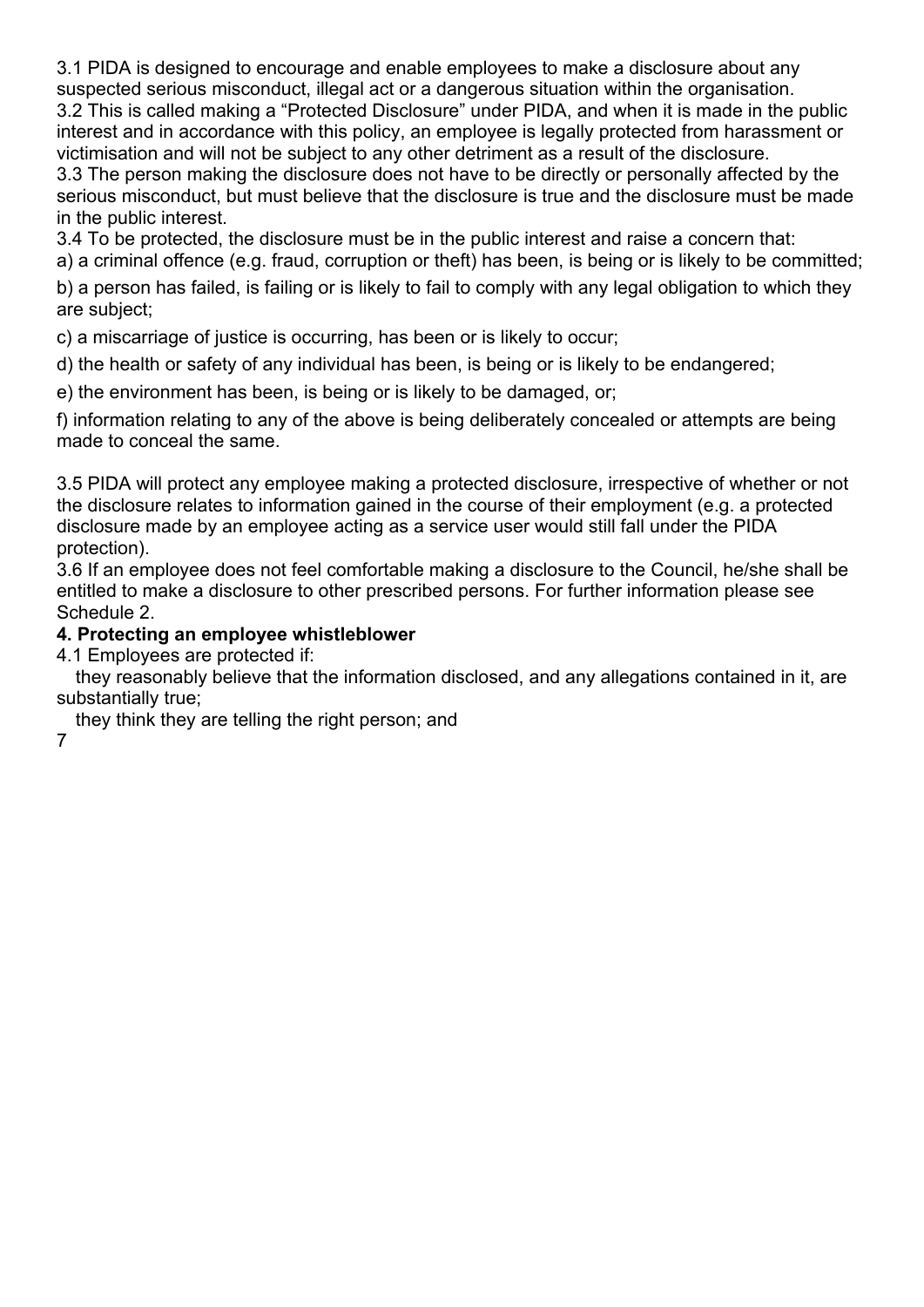3.1 PIDA is designed to encourage and enable employees to make a disclosure about any suspected serious misconduct, illegal act or a dangerous situation within the organisation.

3.2 This is called making a "Protected Disclosure" under PIDA, and when it is made in the public interest and in accordance with this policy, an employee is legally protected from harassment or victimisation and will not be subject to any other detriment as a result of the disclosure.

3.3 The person making the disclosure does not have to be directly or personally affected by the serious misconduct, but must believe that the disclosure is true and the disclosure must be made in the public interest.

3.4 To be protected, the disclosure must be in the public interest and raise a concern that:

a) a criminal offence (e.g. fraud, corruption or theft) has been, is being or is likely to be committed;

b) a person has failed, is failing or is likely to fail to comply with any legal obligation to which they are subject;

c) a miscarriage of justice is occurring, has been or is likely to occur;

d) the health or safety of any individual has been, is being or is likely to be endangered;

e) the environment has been, is being or is likely to be damaged, or;

f) information relating to any of the above is being deliberately concealed or attempts are being made to conceal the same.

3.5 PIDA will protect any employee making a protected disclosure, irrespective of whether or not the disclosure relates to information gained in the course of their employment (e.g. a protected disclosure made by an employee acting as a service user would still fall under the PIDA protection).

3.6 If an employee does not feel comfortable making a disclosure to the Council, he/she shall be entitled to make a disclosure to other prescribed persons. For further information please see Schedule 2.

**4. Protecting an employee whistleblower**

4.1 Employees are protected if:

- they reasonably believe that the information disclosed, and any allegations contained in it, are substantially true;
- they think they are telling the right person; and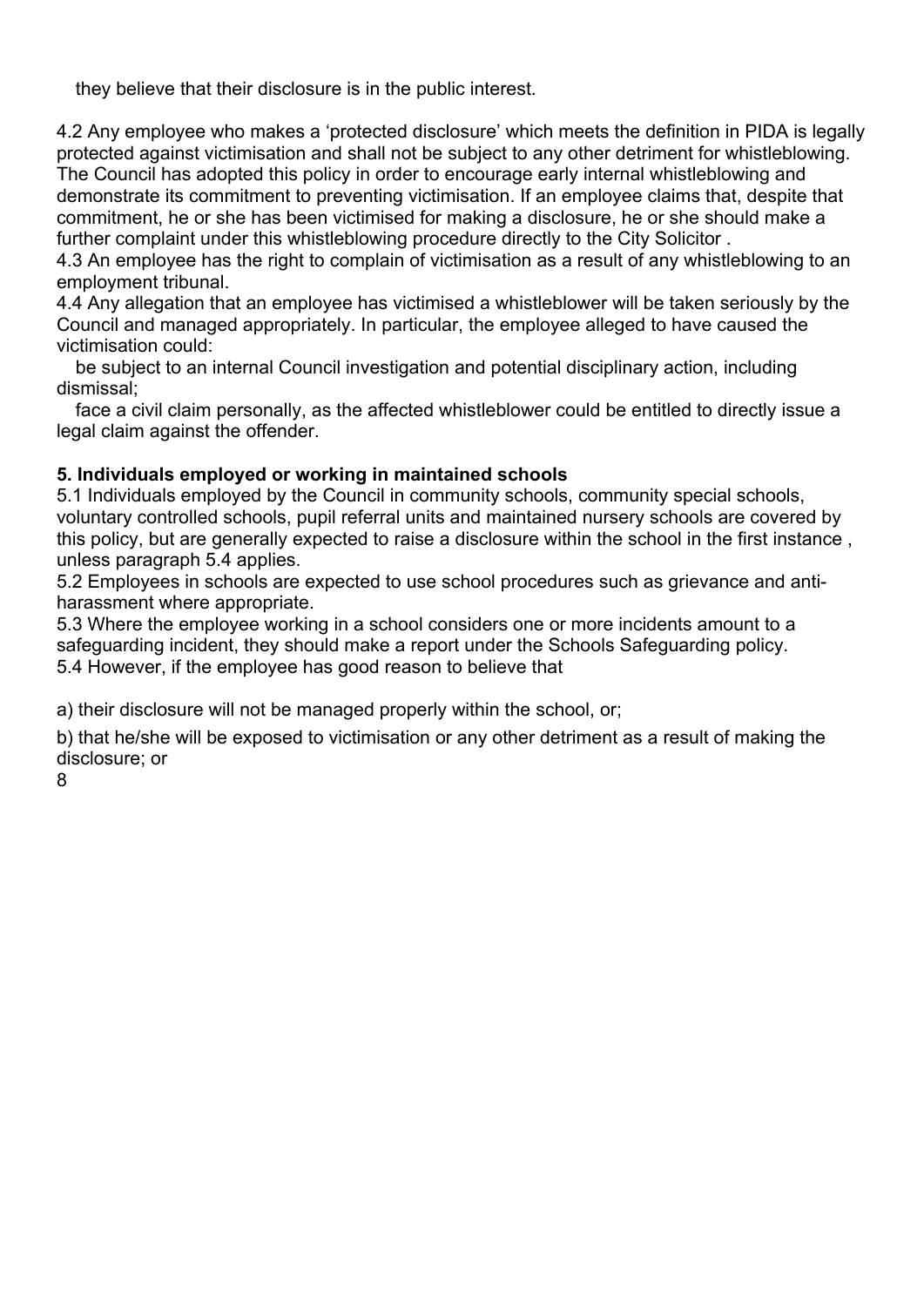- they believe that their disclosure is in the public interest.

4.2 Any employee who makes a 'protected disclosure' which meets the definition in PIDA is legally protected against victimisation and shall not be subject to any other detriment for whistleblowing. The Council has adopted this policy in order to encourage early internal whistleblowing and demonstrate its commitment to preventing victimisation. If an employee claims that, despite that commitment, he or she has been victimised for making a disclosure, he or she should make a further complaint under this whistleblowing procedure directly to the City Solicitor .

4.3 An employee has the right to complain of victimisation as a result of any whistleblowing to an employment tribunal.

4.4 Any allegation that an employee has victimised a whistleblower will be taken seriously by the Council and managed appropriately. In particular, the employee alleged to have caused the victimisation could:

- be subject to an internal Council investigation and potential disciplinary action, including dismissal;
- face a civil claim personally, as the affected whistleblower could be entitled to directly issue a legal claim against the offender.

**5. Individuals employed or working in maintained schools**

5.1 Individuals employed by the Council in community schools, community special schools, voluntary controlled schools, pupil referral units and maintained nursery schools are covered by this policy, but are generally expected to raise a disclosure within the school in the first instance , unless paragraph 5.4 applies.

5.2 Employees in schools are expected to use school procedures such as grievance and anti-harassment where appropriate.

5.3 Where the employee working in a school considers one or more incidents amount to a safeguarding incident, they should make a report under the Schools Safeguarding policy.

5.4 However, if the employee has good reason to believe that

a) their disclosure will not be managed properly within the school, or;

b) that he/she will be exposed to victimisation or any other detriment as a result of making the disclosure; or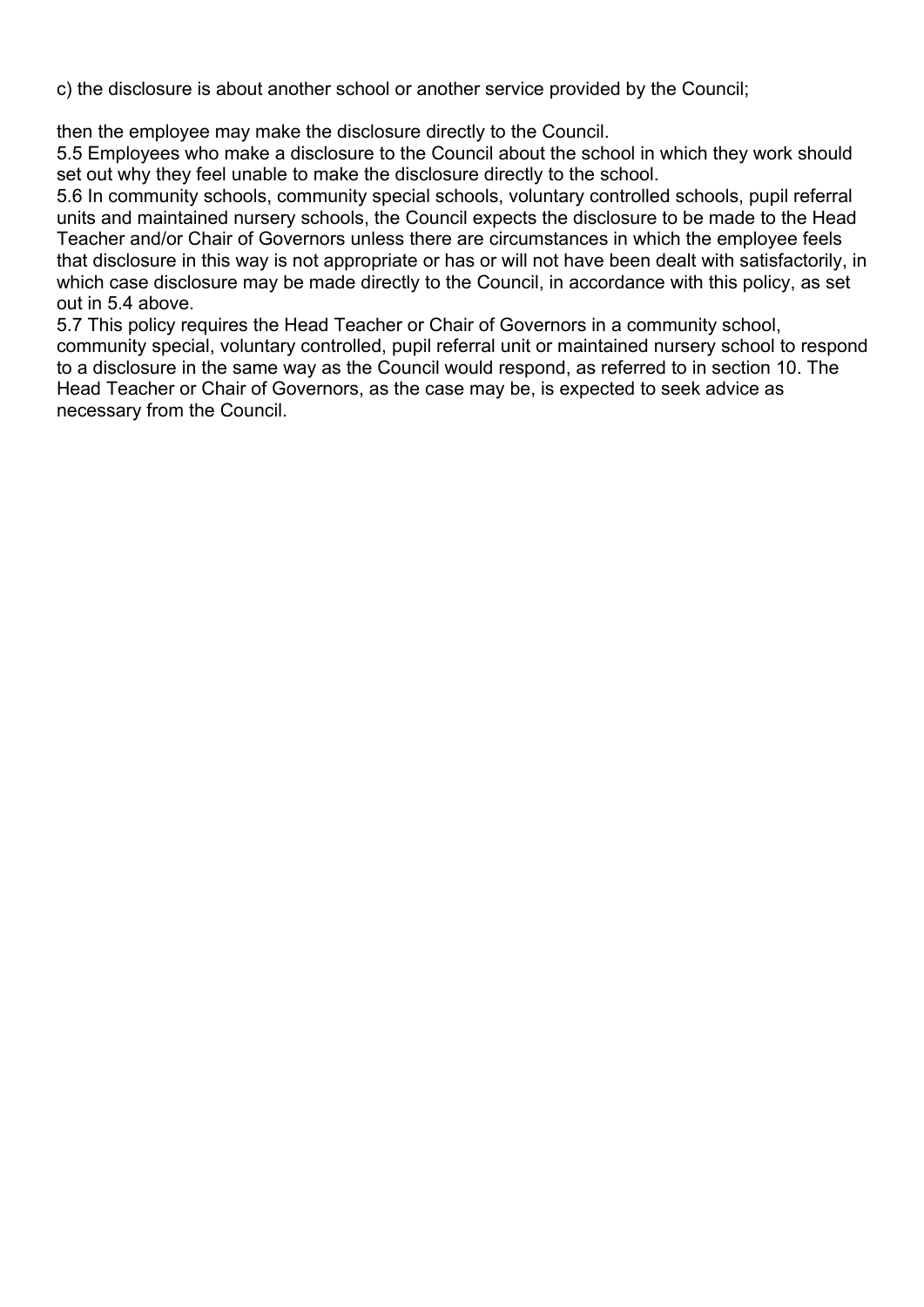c) the disclosure is about another school or another service provided by the Council;

then the employee may make the disclosure directly to the Council.

5.5 Employees who make a disclosure to the Council about the school in which they work should set out why they feel unable to make the disclosure directly to the school.

5.6 In community schools, community special schools, voluntary controlled schools, pupil referral units and maintained nursery schools, the Council expects the disclosure to be made to the Head Teacher and/or Chair of Governors unless there are circumstances in which the employee feels that disclosure in this way is not appropriate or has or will not have been dealt with satisfactorily, in which case disclosure may be made directly to the Council, in accordance with this policy, as set out in 5.4 above.

5.7 This policy requires the Head Teacher or Chair of Governors in a community school, community special, voluntary controlled, pupil referral unit or maintained nursery school to respond to a disclosure in the same way as the Council would respond, as referred to in section 10. The Head Teacher or Chair of Governors, as the case may be, is expected to seek advice as necessary from the Council.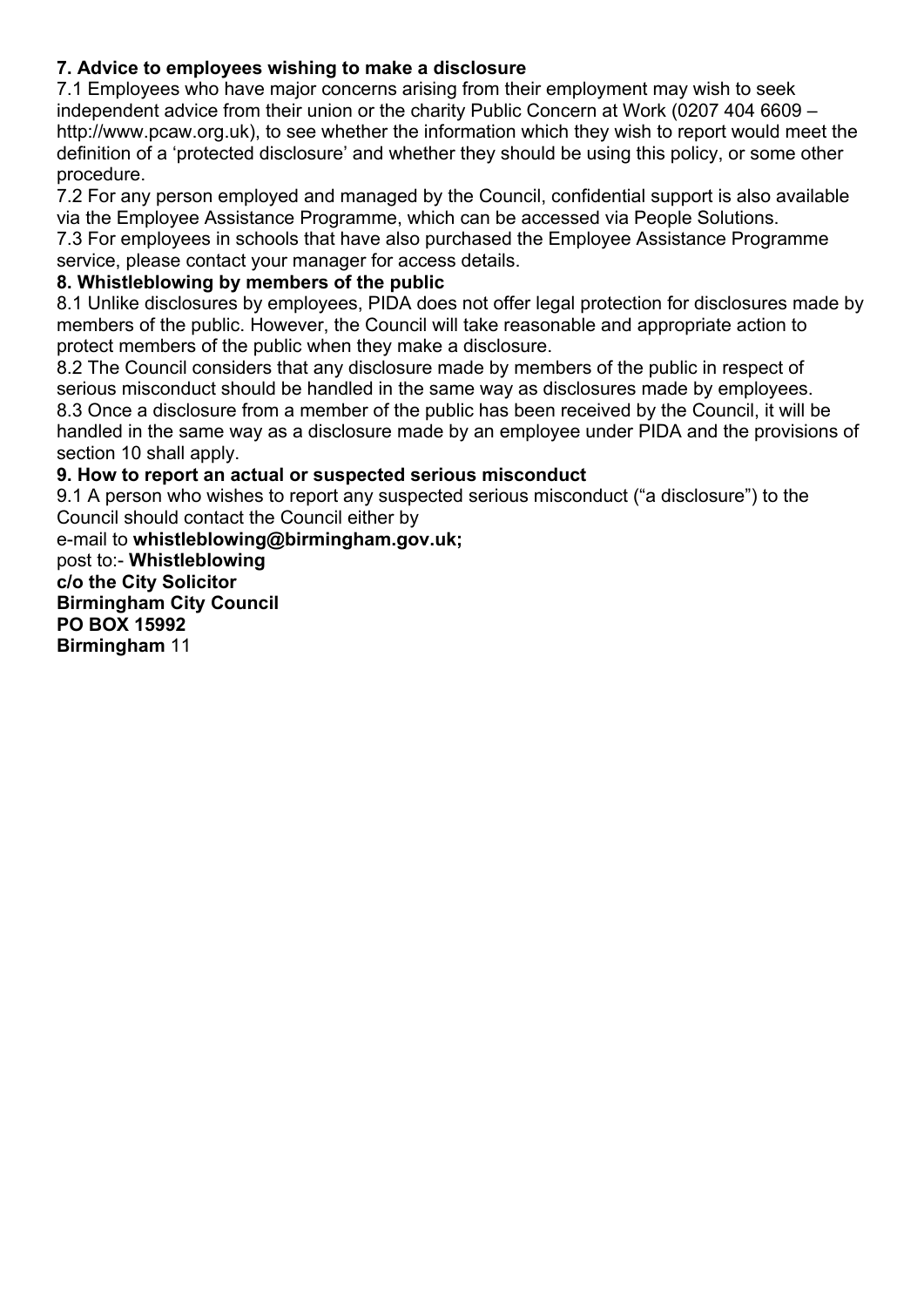### 7. Advice to employees wishing to make a disclosure

7.1 Employees who have major concerns arising from their employment may wish to seek independent advice from their union or the charity Public Concern at Work (0207 404 6609 – http://www.pcaw.org.uk), to see whether the information which they wish to report would meet the definition of a 'protected disclosure' and whether they should be using this policy, or some other procedure.

7.2 For any person employed and managed by the Council, confidential support is also available via the Employee Assistance Programme, which can be accessed via People Solutions.

7.3 For employees in schools that have also purchased the Employee Assistance Programme service, please contact your manager for access details.

### 8. Whistleblowing by members of the public

8.1 Unlike disclosures by employees, PIDA does not offer legal protection for disclosures made by members of the public. However, the Council will take reasonable and appropriate action to protect members of the public when they make a disclosure.

8.2 The Council considers that any disclosure made by members of the public in respect of serious misconduct should be handled in the same way as disclosures made by employees.

8.3 Once a disclosure from a member of the public has been received by the Council, it will be handled in the same way as a disclosure made by an employee under PIDA and the provisions of section 10 shall apply.

### 9. How to report an actual or suspected serious misconduct

9.1 A person who wishes to report any suspected serious misconduct ("a disclosure") to the Council should contact the Council either by

e-mail to **whistleblowing@birmingham.gov.uk;**

post to:- **Whistleblowing**
**c/o the City Solicitor**
**Birmingham City Council**
**PO BOX 15992**
**Birmingham**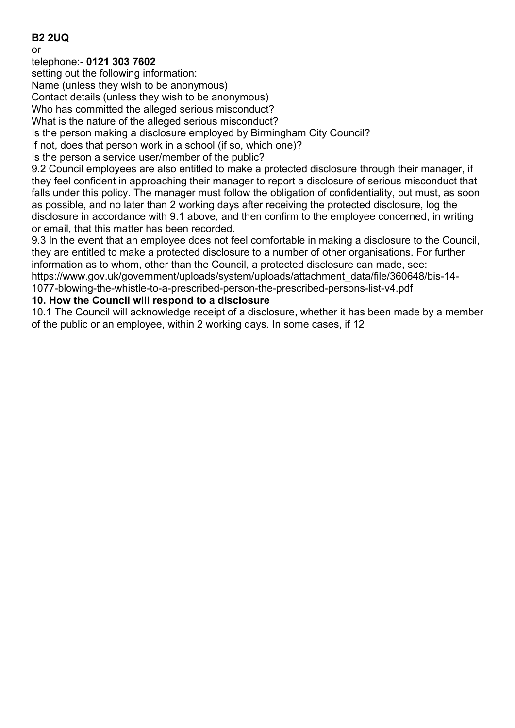**B2 2UQ**

or

telephone:- **0121 303 7602**

setting out the following information:

Name (unless they wish to be anonymous)

Contact details (unless they wish to be anonymous)

Who has committed the alleged serious misconduct?

What is the nature of the alleged serious misconduct?

Is the person making a disclosure employed by Birmingham City Council?

If not, does that person work in a school (if so, which one)?

Is the person a service user/member of the public?

9.2 Council employees are also entitled to make a protected disclosure through their manager, if they feel confident in approaching their manager to report a disclosure of serious misconduct that falls under this policy. The manager must follow the obligation of confidentiality, but must, as soon as possible, and no later than 2 working days after receiving the protected disclosure, log the disclosure in accordance with 9.1 above, and then confirm to the employee concerned, in writing or email, that this matter has been recorded.

9.3 In the event that an employee does not feel comfortable in making a disclosure to the Council, they are entitled to make a protected disclosure to a number of other organisations. For further information as to whom, other than the Council, a protected disclosure can made, see: https://www.gov.uk/government/uploads/system/uploads/attachment_data/file/360648/bis-14-1077-blowing-the-whistle-to-a-prescribed-person-the-prescribed-persons-list-v4.pdf

**10. How the Council will respond to a disclosure**

10.1 The Council will acknowledge receipt of a disclosure, whether it has been made by a member of the public or an employee, within 2 working days. In some cases, if 12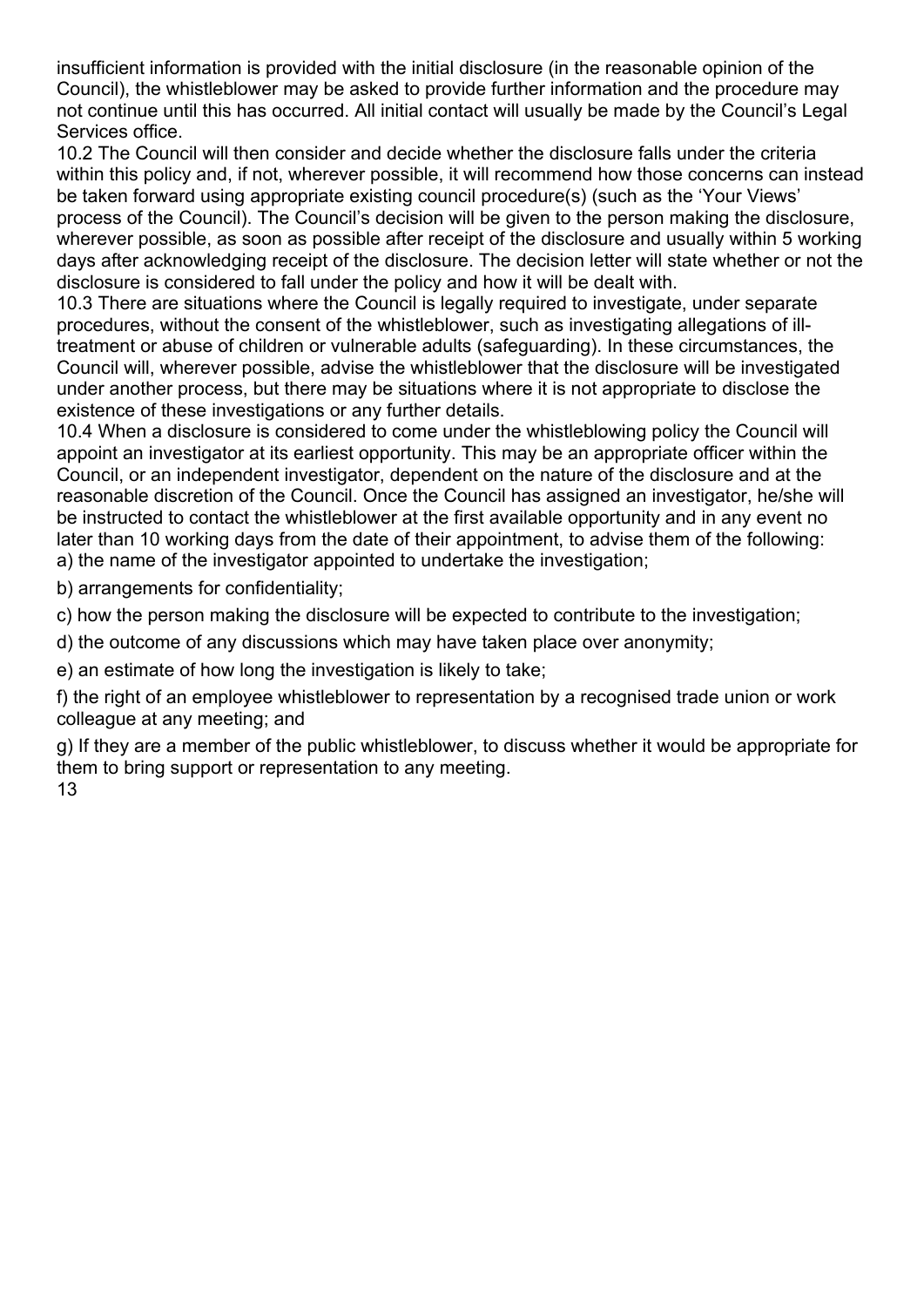insufficient information is provided with the initial disclosure (in the reasonable opinion of the Council), the whistleblower may be asked to provide further information and the procedure may not continue until this has occurred. All initial contact will usually be made by the Council's Legal Services office.

10.2 The Council will then consider and decide whether the disclosure falls under the criteria within this policy and, if not, wherever possible, it will recommend how those concerns can instead be taken forward using appropriate existing council procedure(s) (such as the 'Your Views' process of the Council). The Council's decision will be given to the person making the disclosure, wherever possible, as soon as possible after receipt of the disclosure and usually within 5 working days after acknowledging receipt of the disclosure. The decision letter will state whether or not the disclosure is considered to fall under the policy and how it will be dealt with.

10.3 There are situations where the Council is legally required to investigate, under separate procedures, without the consent of the whistleblower, such as investigating allegations of ill-treatment or abuse of children or vulnerable adults (safeguarding). In these circumstances, the Council will, wherever possible, advise the whistleblower that the disclosure will be investigated under another process, but there may be situations where it is not appropriate to disclose the existence of these investigations or any further details.

10.4 When a disclosure is considered to come under the whistleblowing policy the Council will appoint an investigator at its earliest opportunity. This may be an appropriate officer within the Council, or an independent investigator, dependent on the nature of the disclosure and at the reasonable discretion of the Council. Once the Council has assigned an investigator, he/she will be instructed to contact the whistleblower at the first available opportunity and in any event no later than 10 working days from the date of their appointment, to advise them of the following:

a) the name of the investigator appointed to undertake the investigation;

b) arrangements for confidentiality;

c) how the person making the disclosure will be expected to contribute to the investigation;

d) the outcome of any discussions which may have taken place over anonymity;

e) an estimate of how long the investigation is likely to take;

f) the right of an employee whistleblower to representation by a recognised trade union or work colleague at any meeting; and

g) If they are a member of the public whistleblower, to discuss whether it would be appropriate for them to bring support or representation to any meeting.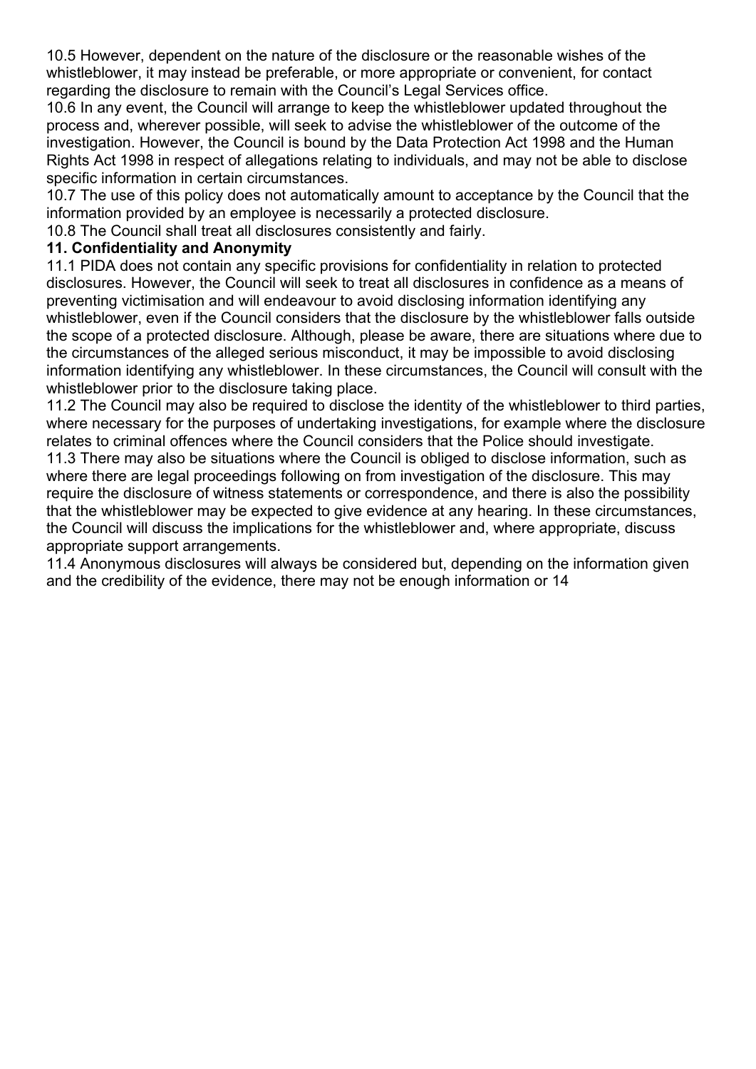10.5 However, dependent on the nature of the disclosure or the reasonable wishes of the whistleblower, it may instead be preferable, or more appropriate or convenient, for contact regarding the disclosure to remain with the Council's Legal Services office.

10.6 In any event, the Council will arrange to keep the whistleblower updated throughout the process and, wherever possible, will seek to advise the whistleblower of the outcome of the investigation. However, the Council is bound by the Data Protection Act 1998 and the Human Rights Act 1998 in respect of allegations relating to individuals, and may not be able to disclose specific information in certain circumstances.

10.7 The use of this policy does not automatically amount to acceptance by the Council that the information provided by an employee is necessarily a protected disclosure.

10.8 The Council shall treat all disclosures consistently and fairly.

## 11. Confidentiality and Anonymity

11.1 PIDA does not contain any specific provisions for confidentiality in relation to protected disclosures. However, the Council will seek to treat all disclosures in confidence as a means of preventing victimisation and will endeavour to avoid disclosing information identifying any whistleblower, even if the Council considers that the disclosure by the whistleblower falls outside the scope of a protected disclosure. Although, please be aware, there are situations where due to the circumstances of the alleged serious misconduct, it may be impossible to avoid disclosing information identifying any whistleblower. In these circumstances, the Council will consult with the whistleblower prior to the disclosure taking place.

11.2 The Council may also be required to disclose the identity of the whistleblower to third parties, where necessary for the purposes of undertaking investigations, for example where the disclosure relates to criminal offences where the Council considers that the Police should investigate.

11.3 There may also be situations where the Council is obliged to disclose information, such as where there are legal proceedings following on from investigation of the disclosure. This may require the disclosure of witness statements or correspondence, and there is also the possibility that the whistleblower may be expected to give evidence at any hearing. In these circumstances, the Council will discuss the implications for the whistleblower and, where appropriate, discuss appropriate support arrangements.

11.4 Anonymous disclosures will always be considered but, depending on the information given and the credibility of the evidence, there may not be enough information or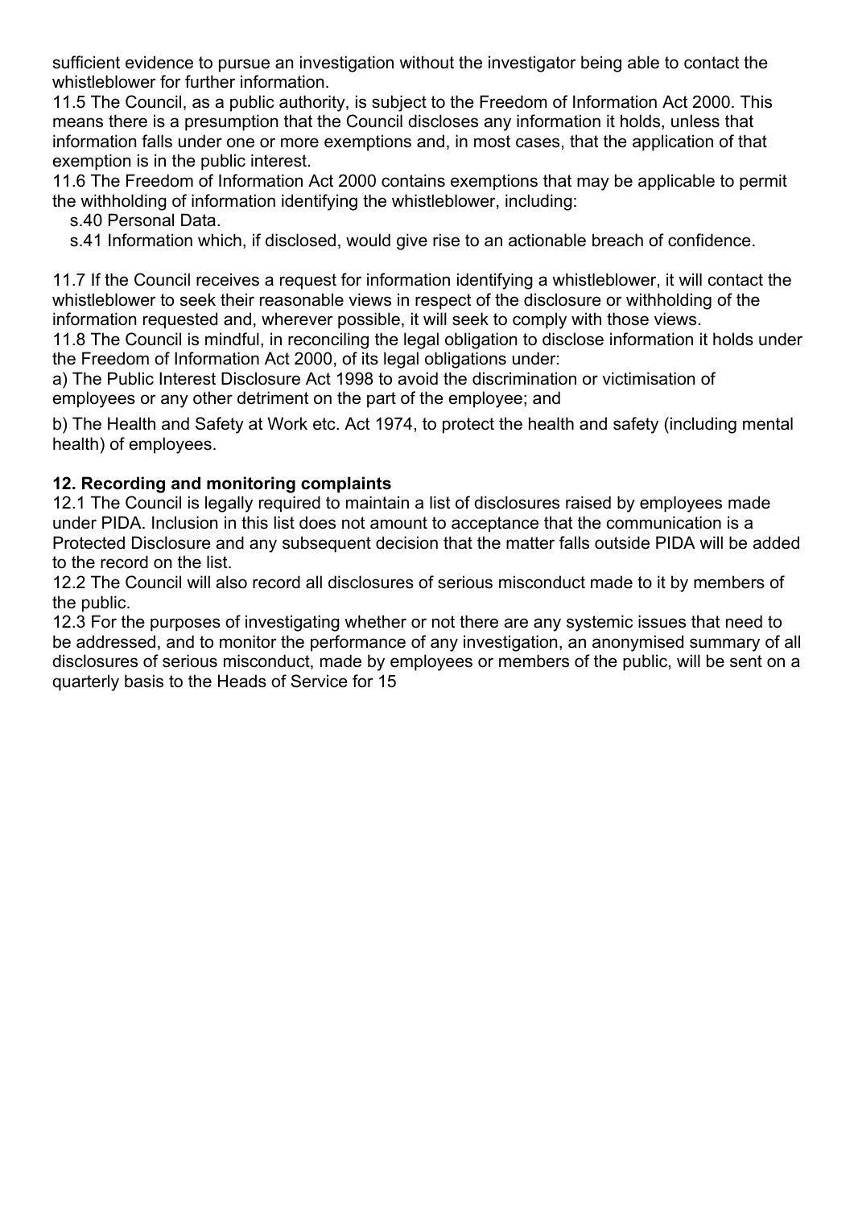sufficient evidence to pursue an investigation without the investigator being able to contact the whistleblower for further information.

11.5 The Council, as a public authority, is subject to the Freedom of Information Act 2000. This means there is a presumption that the Council discloses any information it holds, unless that information falls under one or more exemptions and, in most cases, that the application of that exemption is in the public interest.

11.6 The Freedom of Information Act 2000 contains exemptions that may be applicable to permit the withholding of information identifying the whistleblower, including:

s.40 Personal Data.

s.41 Information which, if disclosed, would give rise to an actionable breach of confidence.

11.7 If the Council receives a request for information identifying a whistleblower, it will contact the whistleblower to seek their reasonable views in respect of the disclosure or withholding of the information requested and, wherever possible, it will seek to comply with those views.

11.8 The Council is mindful, in reconciling the legal obligation to disclose information it holds under the Freedom of Information Act 2000, of its legal obligations under:

a) The Public Interest Disclosure Act 1998 to avoid the discrimination or victimisation of employees or any other detriment on the part of the employee; and

b) The Health and Safety at Work etc. Act 1974, to protect the health and safety (including mental health) of employees.

**12. Recording and monitoring complaints**

12.1 The Council is legally required to maintain a list of disclosures raised by employees made under PIDA. Inclusion in this list does not amount to acceptance that the communication is a Protected Disclosure and any subsequent decision that the matter falls outside PIDA will be added to the record on the list.

12.2 The Council will also record all disclosures of serious misconduct made to it by members of the public.

12.3 For the purposes of investigating whether or not there are any systemic issues that need to be addressed, and to monitor the performance of any investigation, an anonymised summary of all disclosures of serious misconduct, made by employees or members of the public, will be sent on a quarterly basis to the Heads of Service for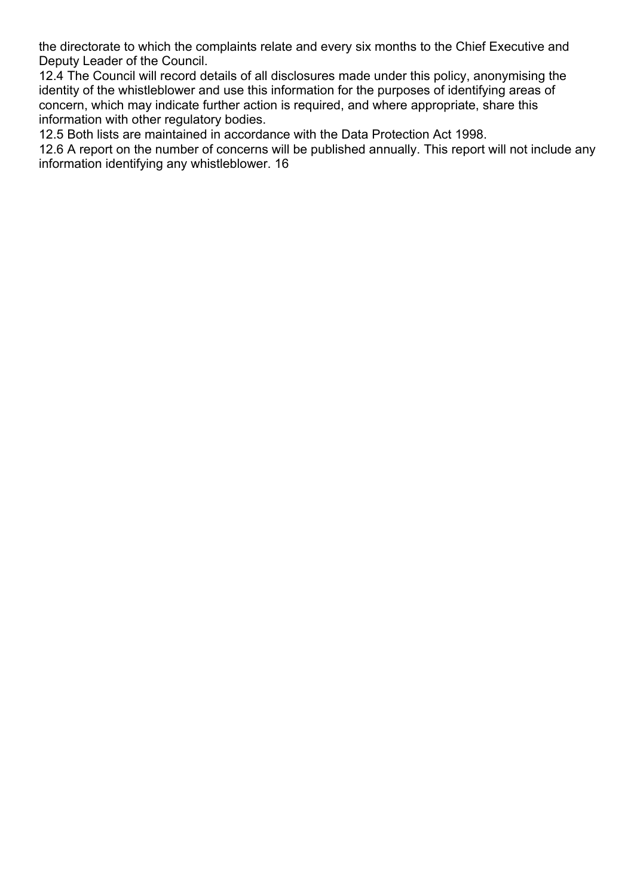the directorate to which the complaints relate and every six months to the Chief Executive and Deputy Leader of the Council.

12.4 The Council will record details of all disclosures made under this policy, anonymising the identity of the whistleblower and use this information for the purposes of identifying areas of concern, which may indicate further action is required, and where appropriate, share this information with other regulatory bodies.

12.5 Both lists are maintained in accordance with the Data Protection Act 1998.

12.6 A report on the number of concerns will be published annually. This report will not include any information identifying any whistleblower.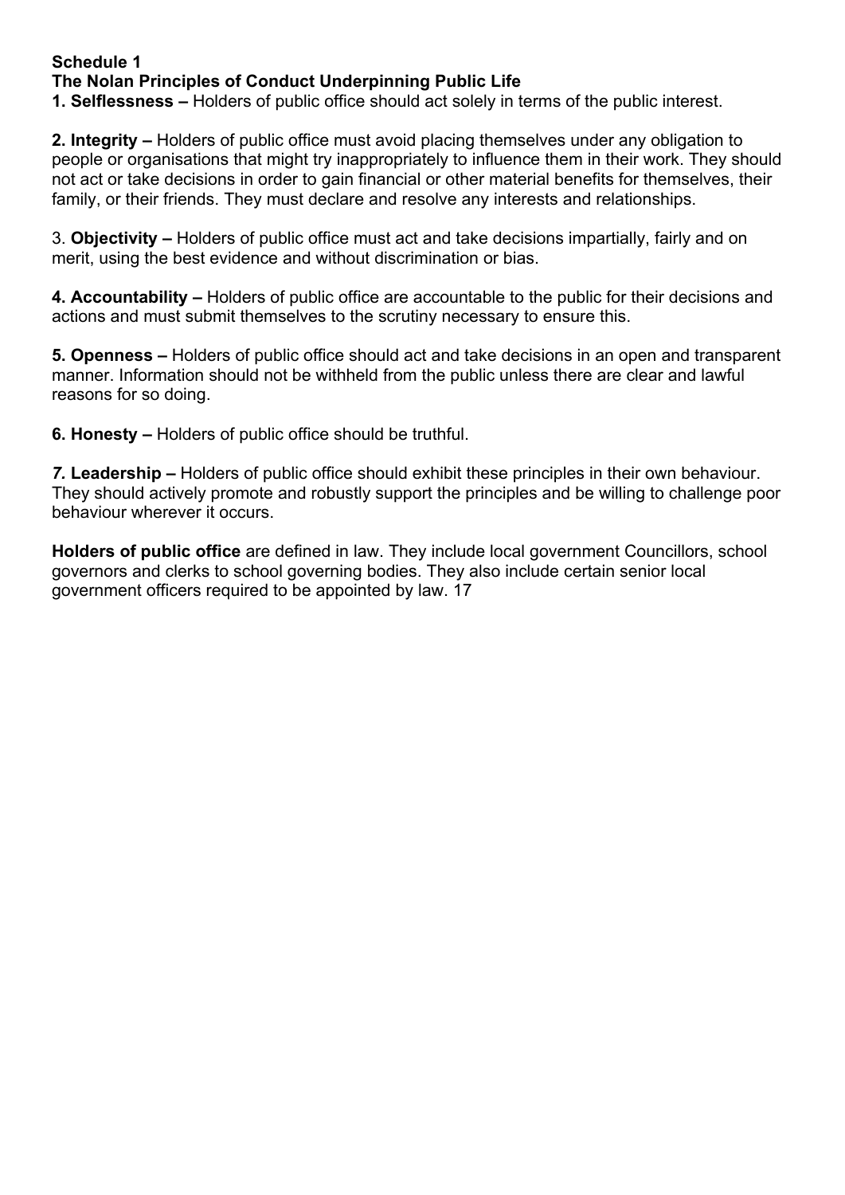**Schedule 1**

**The Nolan Principles of Conduct Underpinning Public Life**

**1. Selflessness –** Holders of public office should act solely in terms of the public interest.

**2. Integrity –** Holders of public office must avoid placing themselves under any obligation to people or organisations that might try inappropriately to influence them in their work. They should not act or take decisions in order to gain financial or other material benefits for themselves, their family, or their friends. They must declare and resolve any interests and relationships.

3. **Objectivity –** Holders of public office must act and take decisions impartially, fairly and on merit, using the best evidence and without discrimination or bias.

**4. Accountability –** Holders of public office are accountable to the public for their decisions and actions and must submit themselves to the scrutiny necessary to ensure this.

**5. Openness –** Holders of public office should act and take decisions in an open and transparent manner. Information should not be withheld from the public unless there are clear and lawful reasons for so doing.

**6. Honesty –** Holders of public office should be truthful.

***7.* Leadership –** Holders of public office should exhibit these principles in their own behaviour. They should actively promote and robustly support the principles and be willing to challenge poor behaviour wherever it occurs.

**Holders of public office** are defined in law. They include local government Councillors, school governors and clerks to school governing bodies. They also include certain senior local government officers required to be appointed by law. 17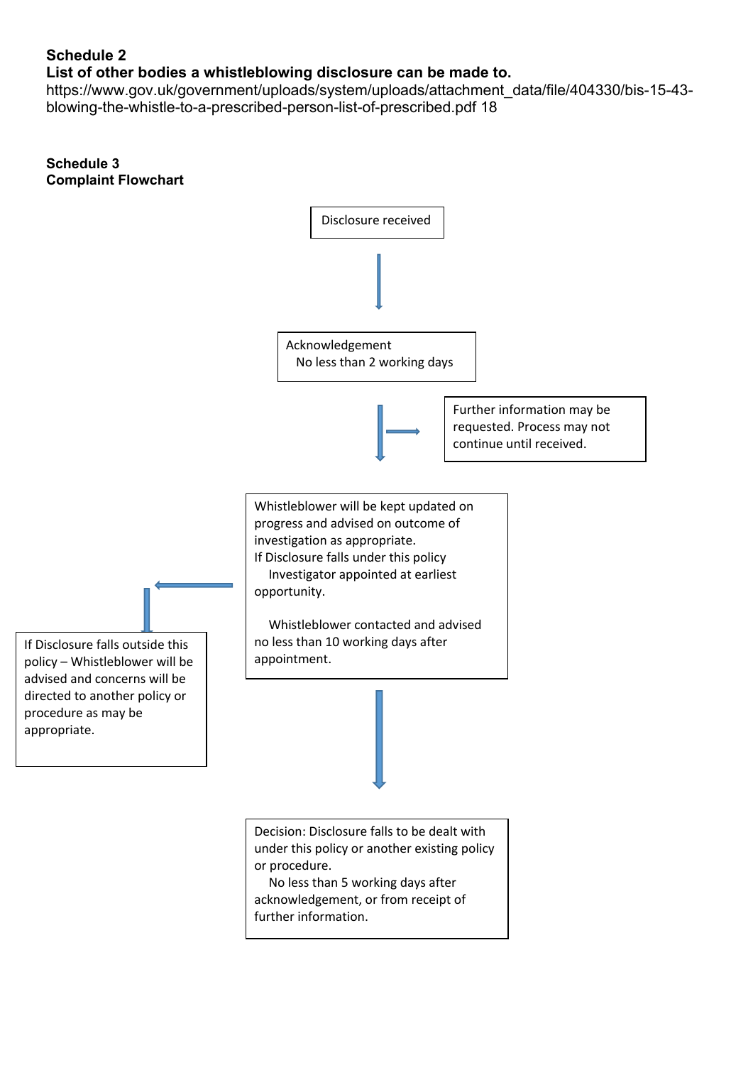**Schedule 2**

**List of other bodies a whistleblowing disclosure can be made to.**

https://www.gov.uk/government/uploads/system/uploads/attachment_data/file/404330/bis-15-43-blowing-the-whistle-to-a-prescribed-person-list-of-prescribed.pdf 18

**Schedule 3**

**Complaint Flowchart**

Disclosure received

Acknowledgement
No less than 2 working days

Further information may be requested. Process may not continue until received.

Whistleblower will be kept updated on progress and advised on outcome of investigation as appropriate.
If Disclosure falls under this policy
Investigator appointed at earliest opportunity.

Whistleblower contacted and advised no less than 10 working days after appointment.

If Disclosure falls outside this policy – Whistleblower will be advised and concerns will be directed to another policy or procedure as may be appropriate.

Decision: Disclosure falls to be dealt with under this policy or another existing policy or procedure.
No less than 5 working days after acknowledgement, or from receipt of further information.